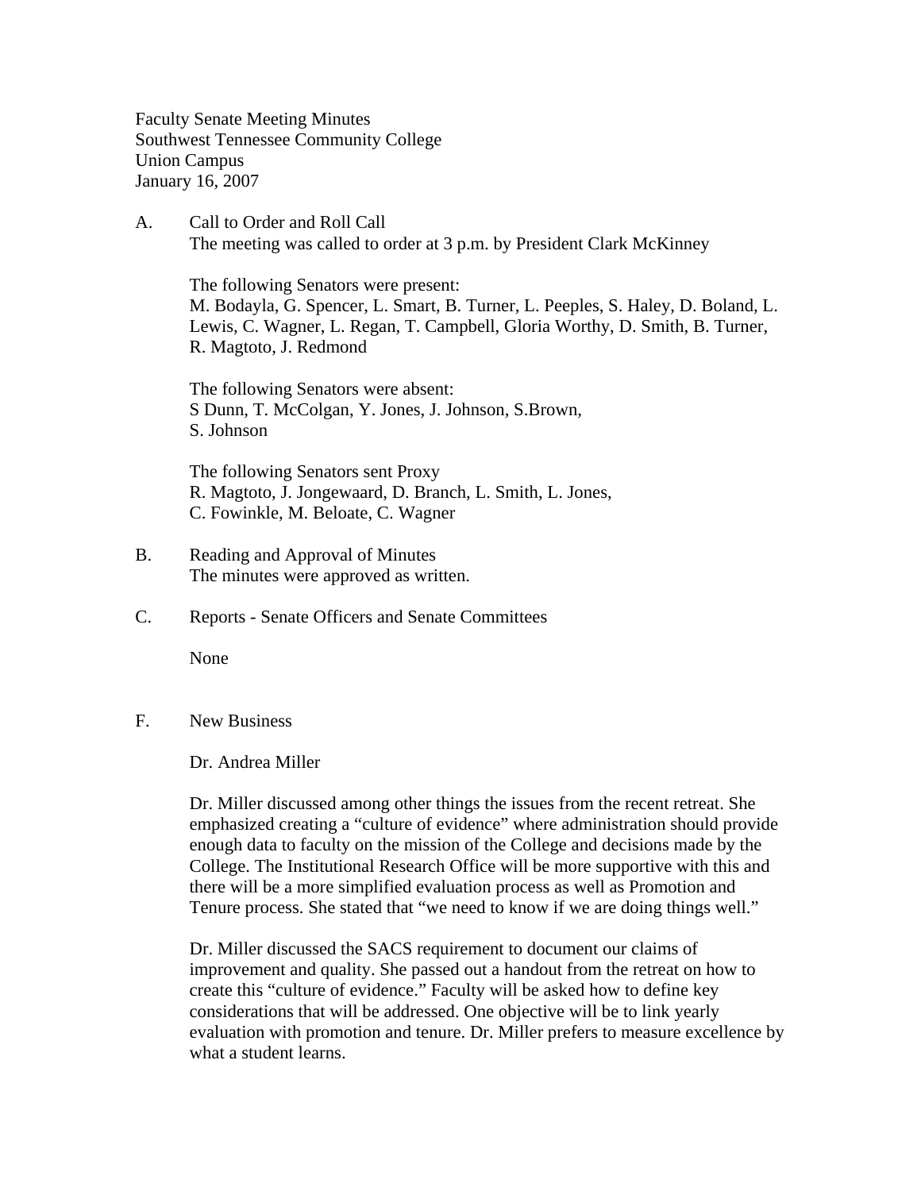Faculty Senate Meeting Minutes
Southwest Tennessee Community College
Union Campus
January 16, 2007

A. Call to Order and Roll Call
The meeting was called to order at 3 p.m. by President Clark McKinney

The following Senators were present:
M. Bodayla, G. Spencer, L. Smart, B. Turner, L. Peeples, S. Haley, D. Boland, L. Lewis, C. Wagner, L. Regan, T. Campbell, Gloria Worthy, D. Smith, B. Turner, R. Magtoto, J. Redmond

The following Senators were absent:
S Dunn, T. McColgan, Y. Jones, J. Johnson, S.Brown, S. Johnson

The following Senators sent Proxy
R. Magtoto, J. Jongewaard, D. Branch, L. Smith, L. Jones, C. Fowinkle, M. Beloate, C. Wagner

B. Reading and Approval of Minutes
The minutes were approved as written.

C. Reports - Senate Officers and Senate Committees

None

F. New Business

Dr. Andrea Miller

Dr. Miller discussed among other things the issues from the recent retreat. She emphasized creating a "culture of evidence" where administration should provide enough data to faculty on the mission of the College and decisions made by the College. The Institutional Research Office will be more supportive with this and there will be a more simplified evaluation process as well as Promotion and Tenure process. She stated that "we need to know if we are doing things well."

Dr. Miller discussed the SACS requirement to document our claims of improvement and quality. She passed out a handout from the retreat on how to create this "culture of evidence." Faculty will be asked how to define key considerations that will be addressed. One objective will be to link yearly evaluation with promotion and tenure. Dr. Miller prefers to measure excellence by what a student learns.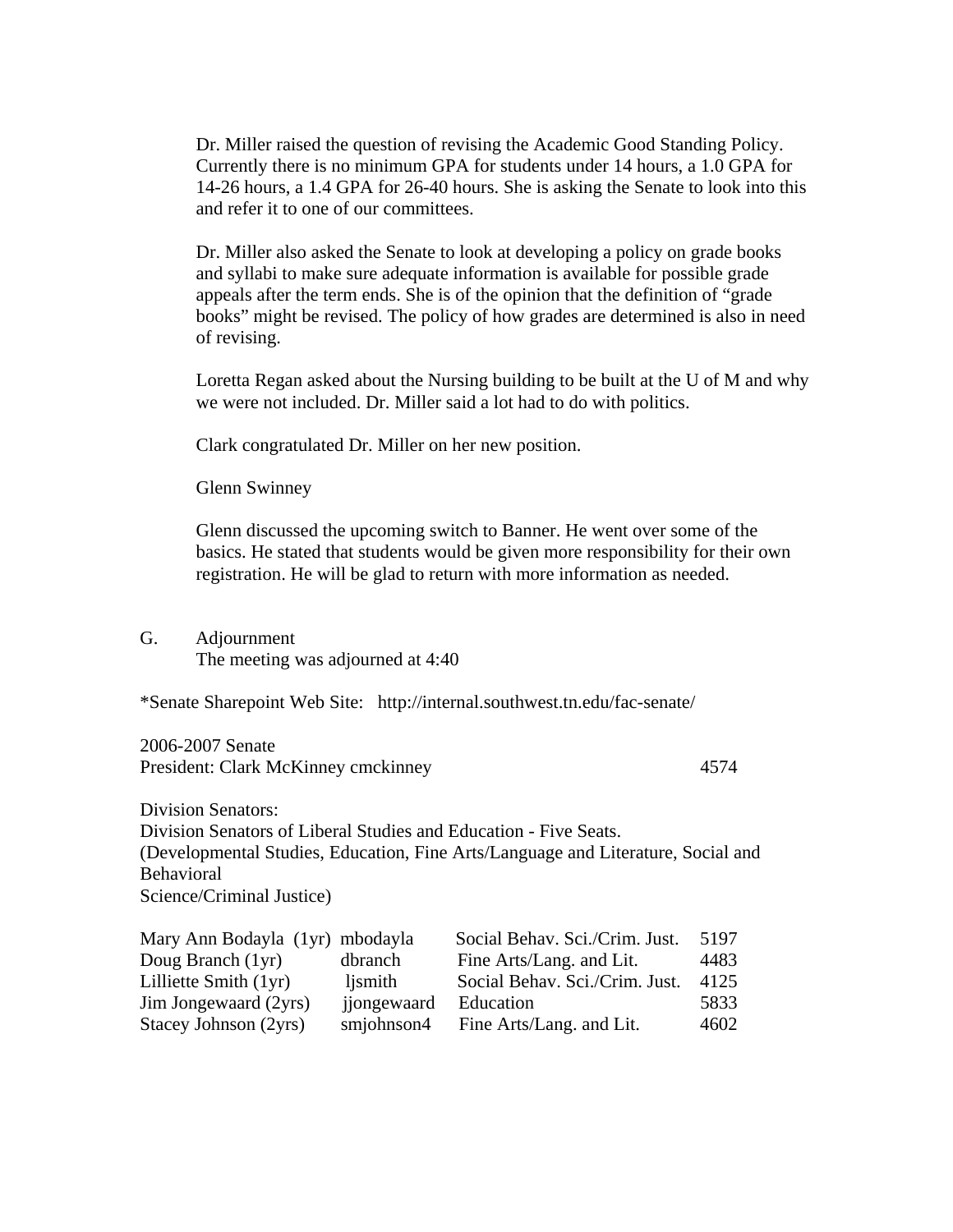Dr. Miller raised the question of revising the Academic Good Standing Policy. Currently there is no minimum GPA for students under 14 hours, a 1.0 GPA for 14-26 hours, a 1.4 GPA for 26-40 hours. She is asking the Senate to look into this and refer it to one of our committees.

Dr. Miller also asked the Senate to look at developing a policy on grade books and syllabi to make sure adequate information is available for possible grade appeals after the term ends. She is of the opinion that the definition of "grade books" might be revised. The policy of how grades are determined is also in need of revising.

Loretta Regan asked about the Nursing building to be built at the U of M and why we were not included. Dr. Miller said a lot had to do with politics.

Clark congratulated Dr. Miller on her new position.

Glenn Swinney

Glenn discussed the upcoming switch to Banner. He went over some of the basics. He stated that students would be given more responsibility for their own registration. He will be glad to return with more information as needed.

G. Adjournment
The meeting was adjourned at 4:40

*Senate Sharepoint Web Site: http://internal.southwest.tn.edu/fac-senate/

2006-2007 Senate
President: Clark McKinney cmckinney 4574

Division Senators:
Division Senators of Liberal Studies and Education - Five Seats.
(Developmental Studies, Education, Fine Arts/Language and Literature, Social and Behavioral Science/Criminal Justice)

| | | | |
|---|---|---|---|
| Mary Ann Bodayla (1yr) | mbodayla | Social Behav. Sci./Crim. Just. | 5197 |
| Doug Branch (1yr) | dbranch | Fine Arts/Lang. and Lit. | 4483 |
| Lilliette Smith (1yr) | ljsmith | Social Behav. Sci./Crim. Just. | 4125 |
| Jim Jongewaard (2yrs) | jjongewaard | Education | 5833 |
| Stacey Johnson (2yrs) | smjohnson4 | Fine Arts/Lang. and Lit. | 4602 |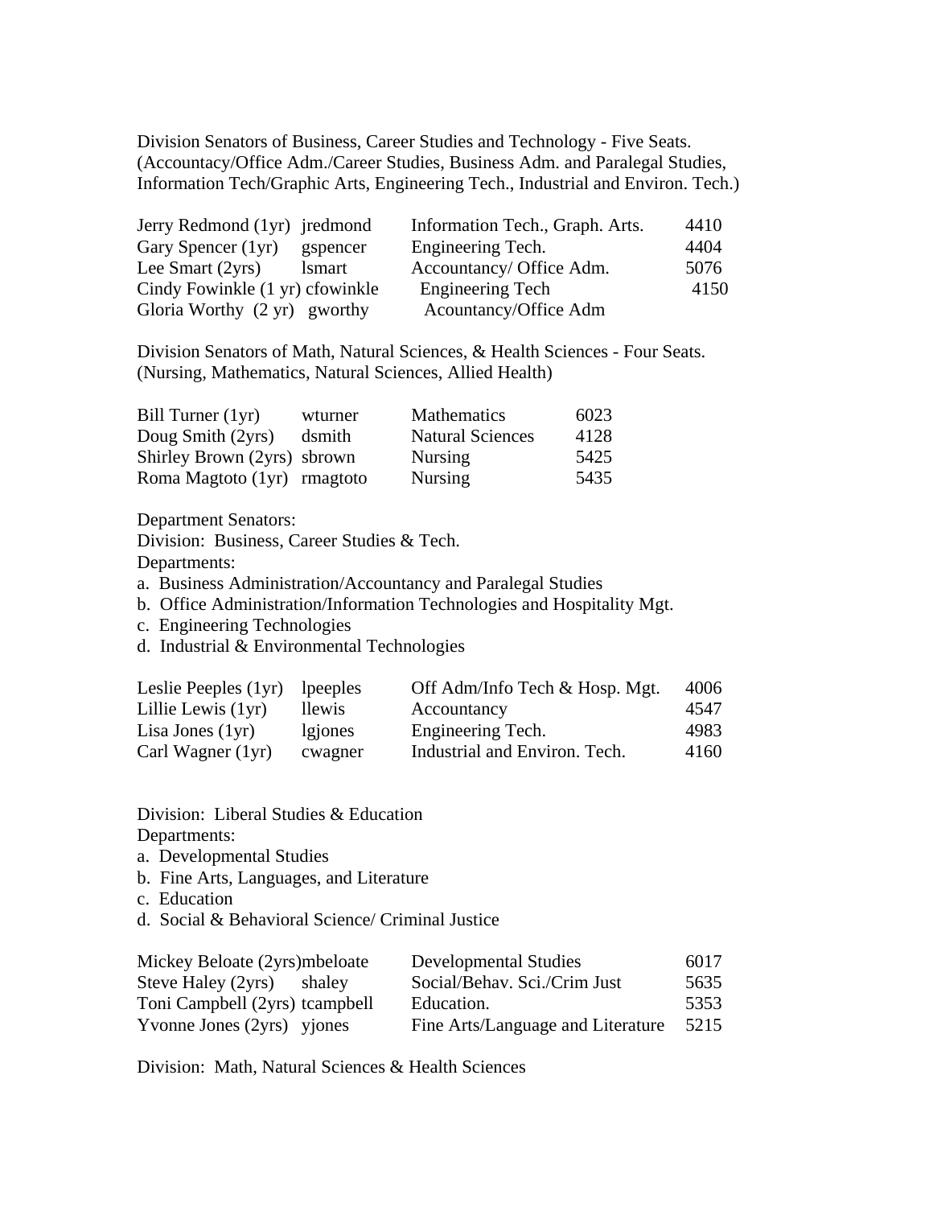Division Senators of Business, Career Studies and Technology - Five Seats.
(Accountacy/Office Adm./Career Studies, Business Adm. and Paralegal Studies, Information Tech/Graphic Arts, Engineering Tech., Industrial and Environ. Tech.)

| | | | |
|---|---|---|---|
| Jerry Redmond (1yr) | jredmond | Information Tech., Graph. Arts. | 4410 |
| Gary Spencer (1yr) | gspencer | Engineering Tech. | 4404 |
| Lee Smart (2yrs) | lsmart | Accountancy/ Office Adm. | 5076 |
| Cindy Fowinkle (1 yr) | cfowinkle | Engineering Tech | 4150 |
| Gloria Worthy (2 yr) | gworthy | Acountancy/Office Adm | |

Division Senators of Math, Natural Sciences, & Health Sciences - Four Seats.
(Nursing, Mathematics, Natural Sciences, Allied Health)

| | | | |
|---|---|---|---|
| Bill Turner (1yr) | wturner | Mathematics | 6023 |
| Doug Smith (2yrs) | dsmith | Natural Sciences | 4128 |
| Shirley Brown (2yrs) | sbrown | Nursing | 5425 |
| Roma Magtoto (1yr) | rmagtoto | Nursing | 5435 |

Department Senators:
Division: Business, Career Studies & Tech.
Departments:

a. Business Administration/Accountancy and Paralegal Studies
b. Office Administration/Information Technologies and Hospitality Mgt.
c. Engineering Technologies
d. Industrial & Environmental Technologies

| | | | |
|---|---|---|---|
| Leslie Peeples (1yr) | lpeeples | Off Adm/Info Tech & Hosp. Mgt. | 4006 |
| Lillie Lewis (1yr) | llewis | Accountancy | 4547 |
| Lisa Jones (1yr) | lgjones | Engineering Tech. | 4983 |
| Carl Wagner (1yr) | cwagner | Industrial and Environ. Tech. | 4160 |

Division: Liberal Studies & Education
Departments:

a. Developmental Studies
b. Fine Arts, Languages, and Literature
c. Education
d. Social & Behavioral Science/ Criminal Justice

| | | | |
|---|---|---|---|
| Mickey Beloate (2yrs) | mbeloate | Developmental Studies | 6017 |
| Steve Haley (2yrs) | shaley | Social/Behav. Sci./Crim Just | 5635 |
| Toni Campbell (2yrs) | tcampbell | Education. | 5353 |
| Yvonne Jones (2yrs) | yjones | Fine Arts/Language and Literature | 5215 |

Division: Math, Natural Sciences & Health Sciences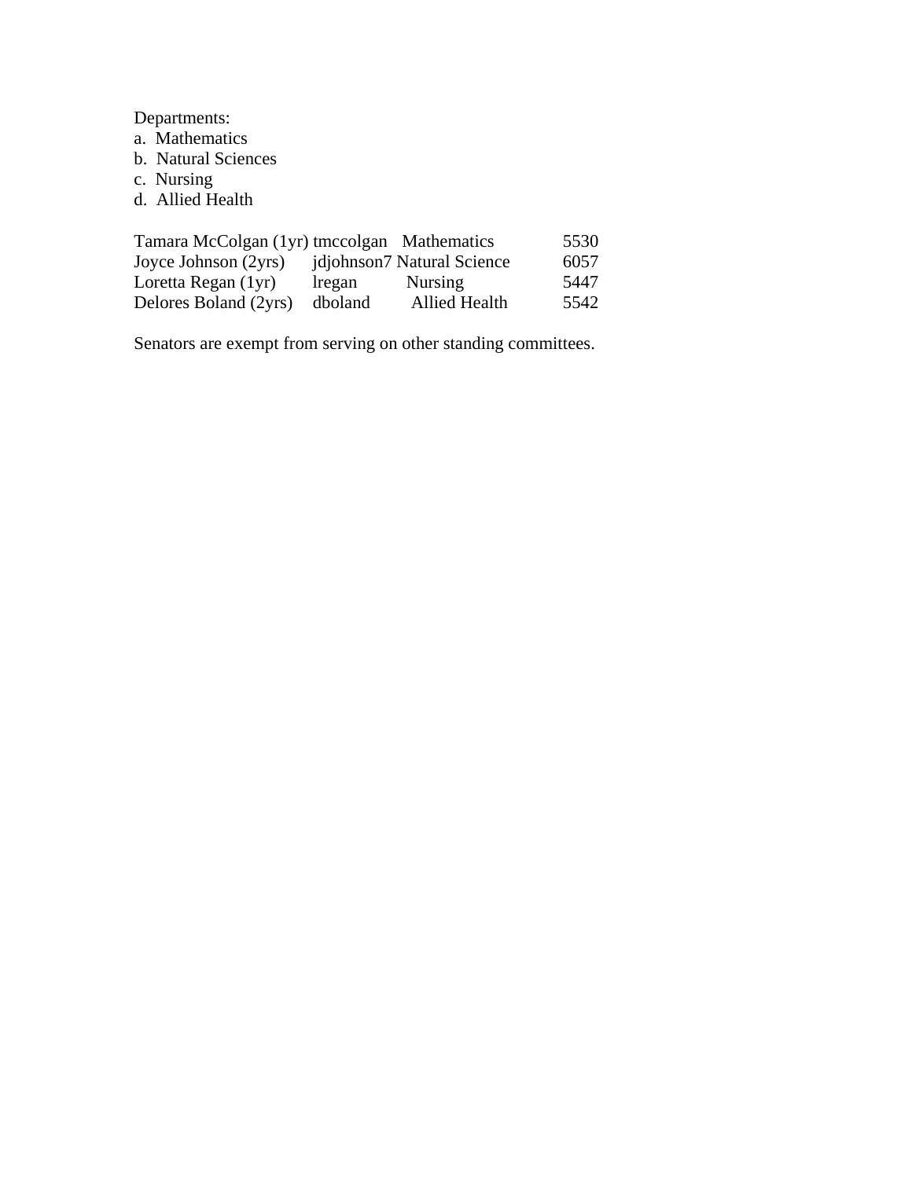Departments:

a. Mathematics
b. Natural Sciences
c. Nursing
d. Allied Health

| | | | |
|---|---|---|---|
| Tamara McColgan (1yr) | tmccolgan | Mathematics | 5530 |
| Joyce Johnson (2yrs) | jdjohnson7 | Natural Science | 6057 |
| Loretta Regan (1yr) | lregan | Nursing | 5447 |
| Delores Boland (2yrs) | dboland | Allied Health | 5542 |

Senators are exempt from serving on other standing committees.